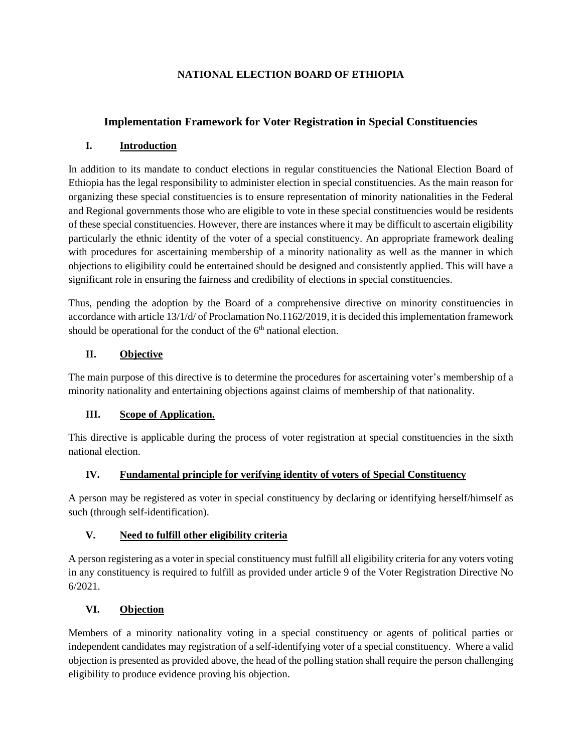**NATIONAL ELECTION BOARD OF ETHIOPIA**

# Implementation Framework for Voter Registration in Special Constituencies

## I. Introduction

In addition to its mandate to conduct elections in regular constituencies the National Election Board of Ethiopia has the legal responsibility to administer election in special constituencies. As the main reason for organizing these special constituencies is to ensure representation of minority nationalities in the Federal and Regional governments those who are eligible to vote in these special constituencies would be residents of these special constituencies. However, there are instances where it may be difficult to ascertain eligibility particularly the ethnic identity of the voter of a special constituency. An appropriate framework dealing with procedures for ascertaining membership of a minority nationality as well as the manner in which objections to eligibility could be entertained should be designed and consistently applied. This will have a significant role in ensuring the fairness and credibility of elections in special constituencies.

Thus, pending the adoption by the Board of a comprehensive directive on minority constituencies in accordance with article 13/1/d/ of Proclamation No.1162/2019, it is decided this implementation framework should be operational for the conduct of the 6th national election.

## II. Objective

The main purpose of this directive is to determine the procedures for ascertaining voter's membership of a minority nationality and entertaining objections against claims of membership of that nationality.

## III. Scope of Application.

This directive is applicable during the process of voter registration at special constituencies in the sixth national election.

## IV. Fundamental principle for verifying identity of voters of Special Constituency

A person may be registered as voter in special constituency by declaring or identifying herself/himself as such (through self-identification).

## V. Need to fulfill other eligibility criteria

A person registering as a voter in special constituency must fulfill all eligibility criteria for any voters voting in any constituency is required to fulfill as provided under article 9 of the Voter Registration Directive No 6/2021.

## VI. Objection

Members of a minority nationality voting in a special constituency or agents of political parties or independent candidates may registration of a self-identifying voter of a special constituency. Where a valid objection is presented as provided above, the head of the polling station shall require the person challenging eligibility to produce evidence proving his objection.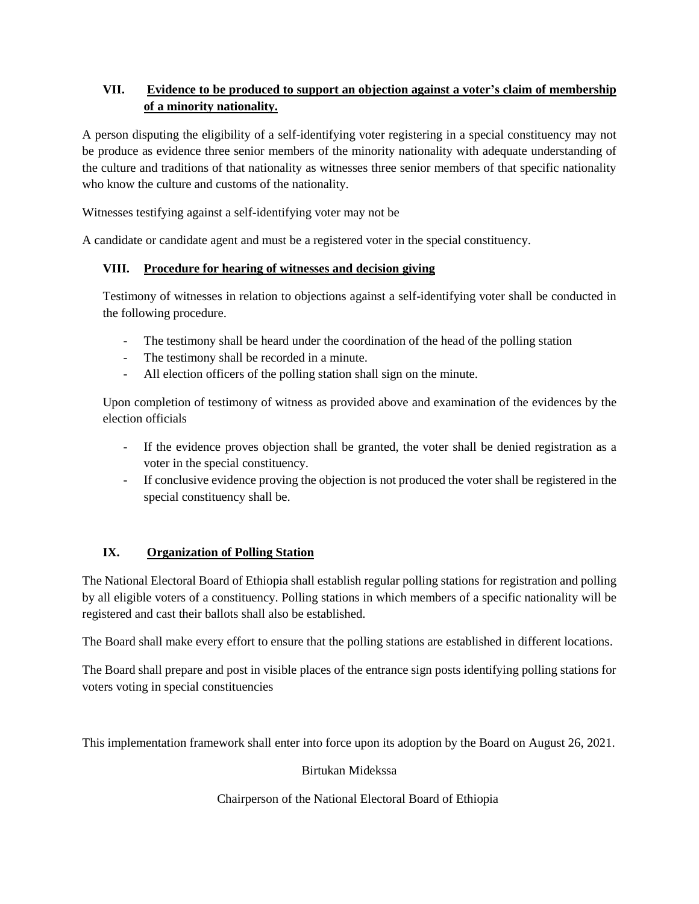## VII. Evidence to be produced to support an objection against a voter's claim of membership of a minority nationality.

A person disputing the eligibility of a self-identifying voter registering in a special constituency may not be produce as evidence three senior members of the minority nationality with adequate understanding of the culture and traditions of that nationality as witnesses three senior members of that specific nationality who know the culture and customs of the nationality.

Witnesses testifying against a self-identifying voter may not be

A candidate or candidate agent and must be a registered voter in the special constituency.

## VIII. Procedure for hearing of witnesses and decision giving

Testimony of witnesses in relation to objections against a self-identifying voter shall be conducted in the following procedure.

- The testimony shall be heard under the coordination of the head of the polling station
- The testimony shall be recorded in a minute.
- All election officers of the polling station shall sign on the minute.

Upon completion of testimony of witness as provided above and examination of the evidences by the election officials

- If the evidence proves objection shall be granted, the voter shall be denied registration as a voter in the special constituency.
- If conclusive evidence proving the objection is not produced the voter shall be registered in the special constituency shall be.

## IX. Organization of Polling Station

The National Electoral Board of Ethiopia shall establish regular polling stations for registration and polling by all eligible voters of a constituency. Polling stations in which members of a specific nationality will be registered and cast their ballots shall also be established.

The Board shall make every effort to ensure that the polling stations are established in different locations.

The Board shall prepare and post in visible places of the entrance sign posts identifying polling stations for voters voting in special constituencies

This implementation framework shall enter into force upon its adoption by the Board on August 26, 2021.

Birtukan Midekssa

Chairperson of the National Electoral Board of Ethiopia